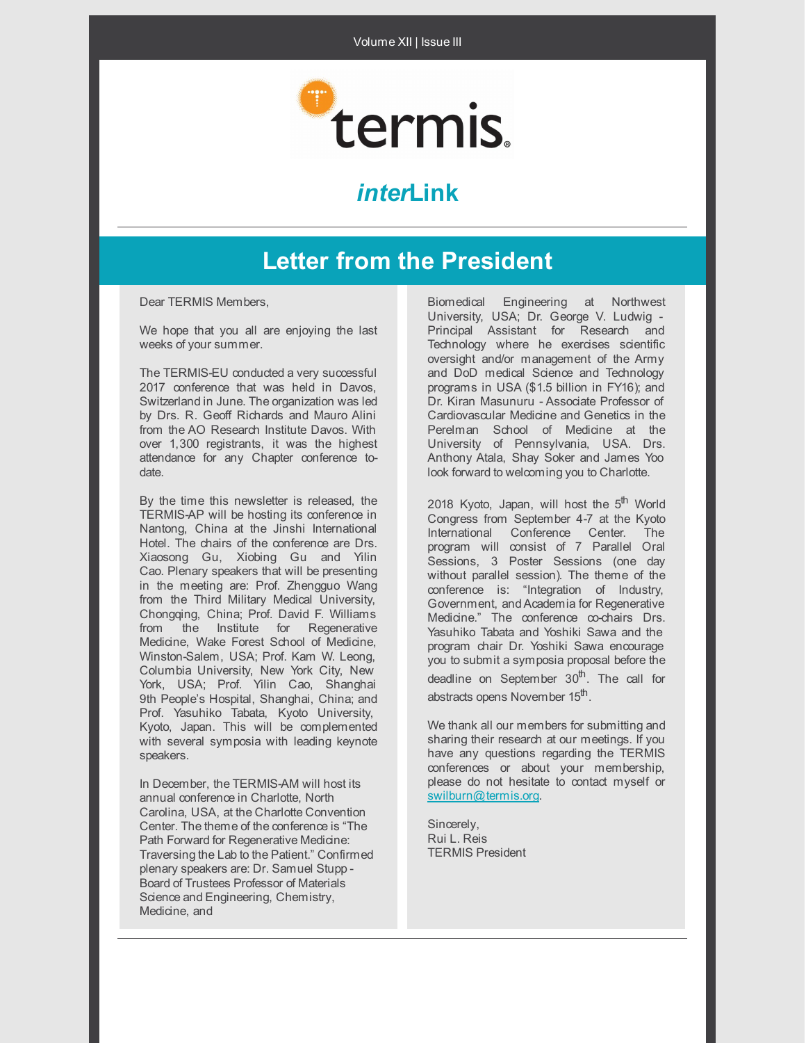# termis

## *inter*Link

## Letter from the President

Dear TERMIS Members,

We hope that you all are enjoying the last weeks of your summer.

The TERMIS-EU conducted a very successful 2017 conference that was held in Davos, Switzerland in June. The organization was led by Drs. R. Geoff Richards and Mauro Alini from the AO Research Institute Davos. With over 1,300 registrants, it was the highest attendance for any Chapter conference to-date.

By the time this newsletter is released, the TERMIS-AP will be hosting its conference in Nantong, China at the Jinshi International Hotel. The chairs of the conference are Drs. Xiaosong Gu, Xiobing Gu and Yilin Cao. Plenary speakers that will be presenting in the meeting are: Prof. Zhengguo Wang from the Third Military Medical University, Chongqing, China; Prof. David F. Williams from the Institute for Regenerative Medicine, Wake Forest School of Medicine, Winston-Salem, USA; Prof. Kam W. Leong, Columbia University, New York City, New York, USA; Prof. Yilin Cao, Shanghai 9th People's Hospital, Shanghai, China; and Prof. Yasuhiko Tabata, Kyoto University, Kyoto, Japan. This will be complemented with several symposia with leading keynote speakers.

In December, the TERMIS-AM will host its annual conference in Charlotte, North Carolina, USA, at the Charlotte Convention Center. The theme of the conference is "The Path Forward for Regenerative Medicine: Traversing the Lab to the Patient." Confirmed plenary speakers are: Dr. Samuel Stupp - Board of Trustees Professor of Materials Science and Engineering, Chemistry, Medicine, and Biomedical Engineering at Northwest University, USA; Dr. George V. Ludwig - Principal Assistant for Research and Technology where he exercises scientific oversight and/or management of the Army and DoD medical Science and Technology programs in USA ($1.5 billion in FY16); and Dr. Kiran Masunuru - Associate Professor of Cardiovascular Medicine and Genetics in the Perelman School of Medicine at the University of Pennsylvania, USA. Drs. Anthony Atala, Shay Soker and James Yoo look forward to welcoming you to Charlotte.

2018 Kyoto, Japan, will host the 5th World Congress from September 4-7 at the Kyoto International Conference Center. The program will consist of 7 Parallel Oral Sessions, 3 Poster Sessions (one day without parallel session). The theme of the conference is: "Integration of Industry, Government, and Academia for Regenerative Medicine." The conference co-chairs Drs. Yasuhiko Tabata and Yoshiki Sawa and the program chair Dr. Yoshiki Sawa encourage you to submit a symposia proposal before the deadline on September 30th. The call for abstracts opens November 15th.

We thank all our members for submitting and sharing their research at our meetings. If you have any questions regarding the TERMIS conferences or about your membership, please do not hesitate to contact myself or swilburn@termis.org.

Sincerely,  
Rui L. Reis  
TERMIS President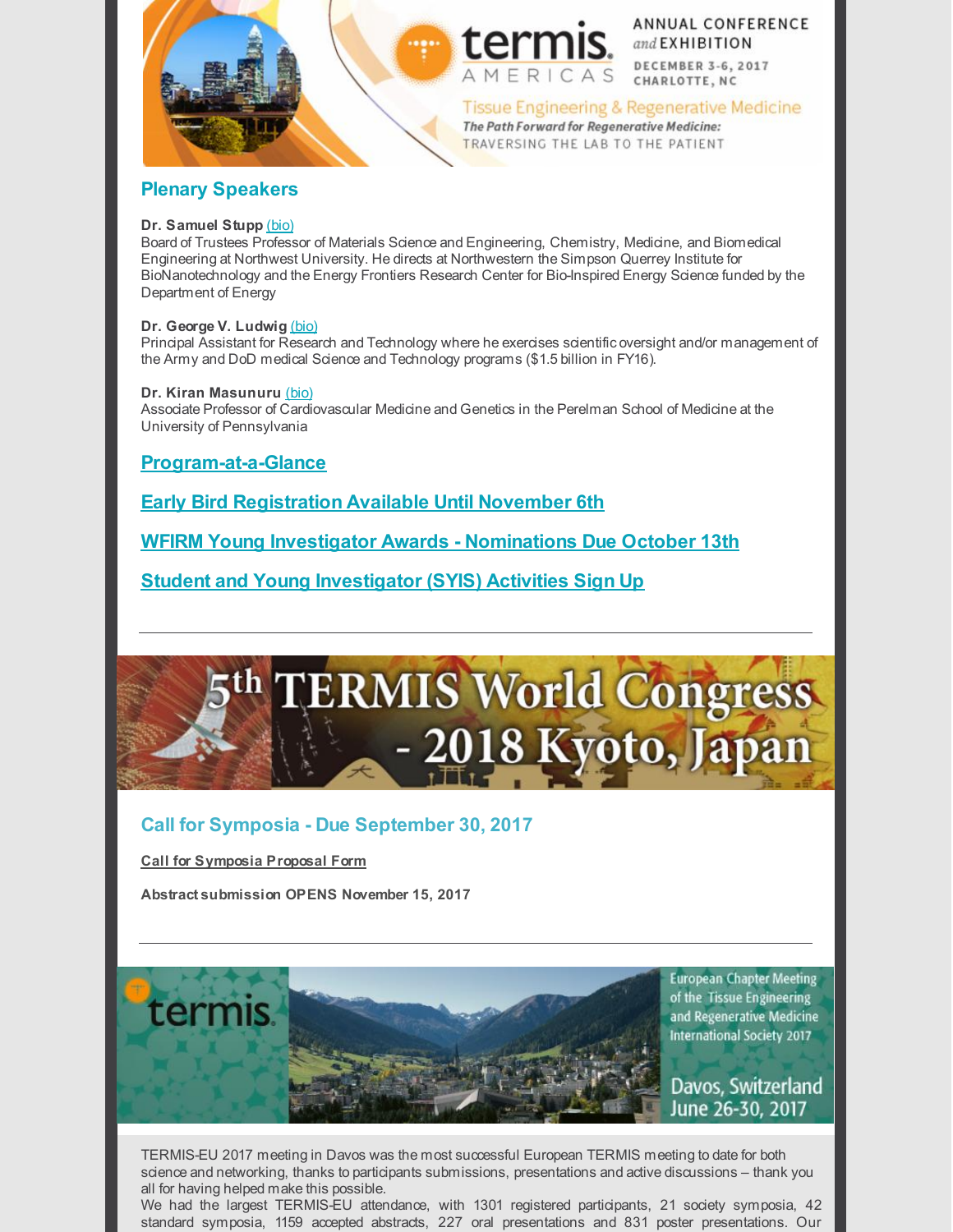TERMIS AMERICAS — ANNUAL CONFERENCE and EXHIBITION — DECEMBER 3-6, 2017 CHARLOTTE, NC

Tissue Engineering & Regenerative Medicine

*The Path Forward for Regenerative Medicine:* TRAVERSING THE LAB TO THE PATIENT

## Plenary Speakers

**Dr. Samuel Stupp** (bio)
Board of Trustees Professor of Materials Science and Engineering, Chemistry, Medicine, and Biomedical Engineering at Northwest University. He directs at Northwestern the Simpson Querrey Institute for BioNanotechnology and the Energy Frontiers Research Center for Bio-Inspired Energy Science funded by the Department of Energy

**Dr. George V. Ludwig** (bio)
Principal Assistant for Research and Technology where he exercises scientific oversight and/or management of the Army and DoD medical Science and Technology programs ($1.5 billion in FY16).

**Dr. Kiran Masunuru** (bio)
Associate Professor of Cardiovascular Medicine and Genetics in the Perelman School of Medicine at the University of Pennsylvania

### Program-at-a-Glance

### Early Bird Registration Available Until November 6th

### WFIRM Young Investigator Awards - Nominations Due October 13th

### Student and Young Investigator (SYIS) Activities Sign Up

---

5th TERMIS World Congress - 2018 Kyoto, Japan

## Call for Symposia - Due September 30, 2017

**Call for Symposia Proposal Form**

**Abstract submission OPENS November 15, 2017**

---

termis — European Chapter Meeting of the Tissue Engineering and Regenerative Medicine International Society 2017 — Davos, Switzerland June 26-30, 2017

TERMIS-EU 2017 meeting in Davos was the most successful European TERMIS meeting to date for both science and networking, thanks to participants submissions, presentations and active discussions – thank you all for having helped make this possible.

We had the largest TERMIS-EU attendance, with 1301 registered participants, 21 society symposia, 42 standard symposia, 1159 accepted abstracts, 227 oral presentations and 831 poster presentations. Our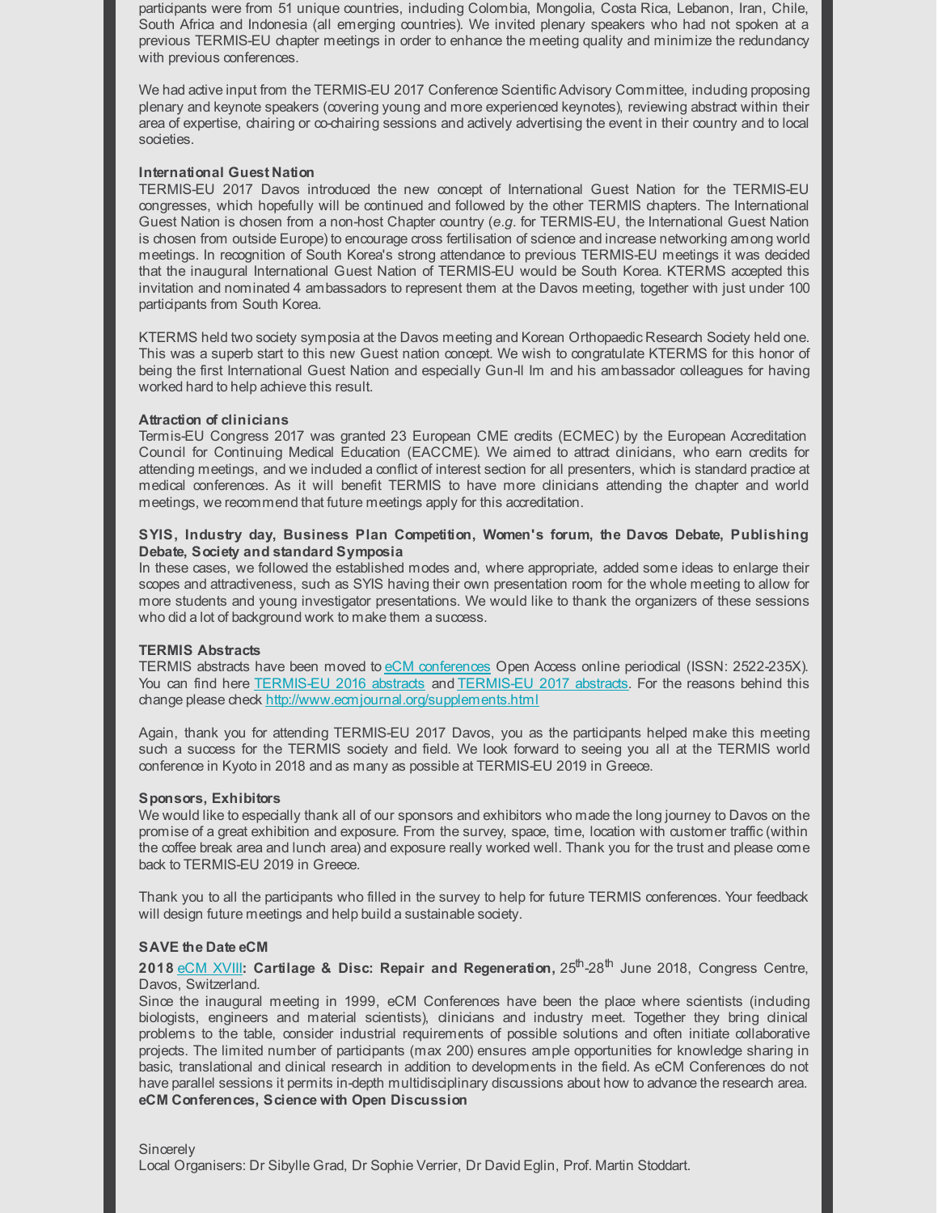participants were from 51 unique countries, including Colombia, Mongolia, Costa Rica, Lebanon, Iran, Chile, South Africa and Indonesia (all emerging countries). We invited plenary speakers who had not spoken at a previous TERMIS-EU chapter meetings in order to enhance the meeting quality and minimize the redundancy with previous conferences.

We had active input from the TERMIS-EU 2017 Conference Scientific Advisory Committee, including proposing plenary and keynote speakers (covering young and more experienced keynotes), reviewing abstract within their area of expertise, chairing or co-chairing sessions and actively advertising the event in their country and to local societies.

**International Guest Nation**

TERMIS-EU 2017 Davos introduced the new concept of International Guest Nation for the TERMIS-EU congresses, which hopefully will be continued and followed by the other TERMIS chapters. The International Guest Nation is chosen from a non-host Chapter country (*e.g.* for TERMIS-EU, the International Guest Nation is chosen from outside Europe) to encourage cross fertilisation of science and increase networking among world meetings. In recognition of South Korea's strong attendance to previous TERMIS-EU meetings it was decided that the inaugural International Guest Nation of TERMIS-EU would be South Korea. KTERMS accepted this invitation and nominated 4 ambassadors to represent them at the Davos meeting, together with just under 100 participants from South Korea.

KTERMS held two society symposia at the Davos meeting and Korean Orthopaedic Research Society held one. This was a superb start to this new Guest nation concept. We wish to congratulate KTERMS for this honor of being the first International Guest Nation and especially Gun-Il Im and his ambassador colleagues for having worked hard to help achieve this result.

**Attraction of clinicians**

Termis-EU Congress 2017 was granted 23 European CME credits (ECMEC) by the European Accreditation Council for Continuing Medical Education (EACCME). We aimed to attract clinicians, who earn credits for attending meetings, and we included a conflict of interest section for all presenters, which is standard practice at medical conferences. As it will benefit TERMIS to have more clinicians attending the chapter and world meetings, we recommend that future meetings apply for this accreditation.

**SYIS, Industry day, Business Plan Competition, Women's forum, the Davos Debate, Publishing Debate, Society and standard Symposia**

In these cases, we followed the established modes and, where appropriate, added some ideas to enlarge their scopes and attractiveness, such as SYIS having their own presentation room for the whole meeting to allow for more students and young investigator presentations. We would like to thank the organizers of these sessions who did a lot of background work to make them a success.

**TERMIS Abstracts**

TERMIS abstracts have been moved to eCM conferences Open Access online periodical (ISSN: 2522-235X). You can find here TERMIS-EU 2016 abstracts and TERMIS-EU 2017 abstracts. For the reasons behind this change please check http://www.ecmjournal.org/supplements.html

Again, thank you for attending TERMIS-EU 2017 Davos, you as the participants helped make this meeting such a success for the TERMIS society and field. We look forward to seeing you all at the TERMIS world conference in Kyoto in 2018 and as many as possible at TERMIS-EU 2019 in Greece.

**Sponsors, Exhibitors**

We would like to especially thank all of our sponsors and exhibitors who made the long journey to Davos on the promise of a great exhibition and exposure. From the survey, space, time, location with customer traffic (within the coffee break area and lunch area) and exposure really worked well. Thank you for the trust and please come back to TERMIS-EU 2019 in Greece.

Thank you to all the participants who filled in the survey to help for future TERMIS conferences. Your feedback will design future meetings and help build a sustainable society.

**SAVE the Date eCM**

**2018 eCM XVIII: Cartilage & Disc: Repair and Regeneration,** 25th-28th June 2018, Congress Centre, Davos, Switzerland.

Since the inaugural meeting in 1999, eCM Conferences have been the place where scientists (including biologists, engineers and material scientists), clinicians and industry meet. Together they bring clinical problems to the table, consider industrial requirements of possible solutions and often initiate collaborative projects. The limited number of participants (max 200) ensures ample opportunities for knowledge sharing in basic, translational and clinical research in addition to developments in the field. As eCM Conferences do not have parallel sessions it permits in-depth multidisciplinary discussions about how to advance the research area.

**eCM Conferences, Science with Open Discussion**

Sincerely

Local Organisers: Dr Sibylle Grad, Dr Sophie Verrier, Dr David Eglin, Prof. Martin Stoddart.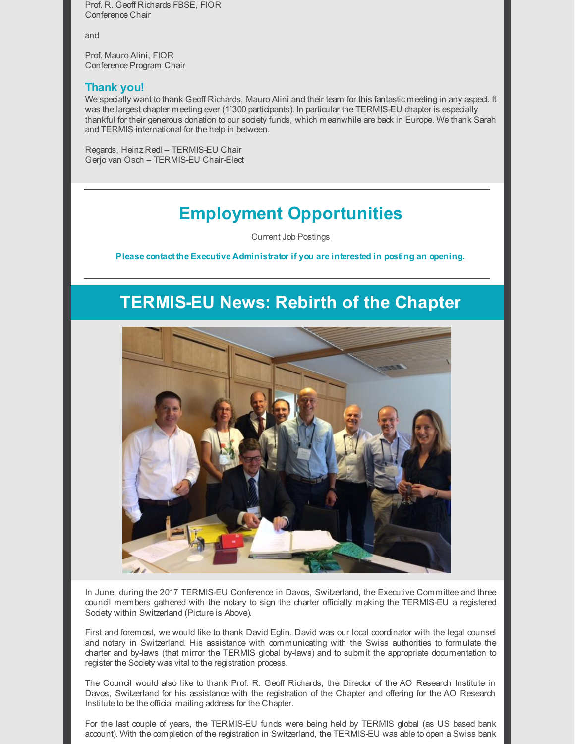Prof. R. Geoff Richards FBSE, FIOR
Conference Chair

and

Prof. Mauro Alini, FIOR
Conference Program Chair

### Thank you!

We specially want to thank Geoff Richards, Mauro Alini and their team for this fantastic meeting in any aspect. It was the largest chapter meeting ever (1´300 participants). In particular the TERMIS-EU chapter is especially thankful for their generous donation to our society funds, which meanwhile are back in Europe. We thank Sarah and TERMIS international for the help in between.

Regards, Heinz Redl – TERMIS-EU Chair
Gerjo van Osch – TERMIS-EU Chair-Elect

---

## Employment Opportunities

Current Job Postings

**Please contact the Executive Administrator if you are interested in posting an opening.**

---

## TERMIS-EU News: Rebirth of the Chapter

In June, during the 2017 TERMIS-EU Conference in Davos, Switzerland, the Executive Committee and three council members gathered with the notary to sign the charter officially making the TERMIS-EU a registered Society within Switzerland (Picture is Above).

First and foremost, we would like to thank David Eglin. David was our local coordinator with the legal counsel and notary in Switzerland. His assistance with communicating with the Swiss authorities to formulate the charter and by-laws (that mirror the TERMIS global by-laws) and to submit the appropriate documentation to register the Society was vital to the registration process.

The Council would also like to thank Prof. R. Geoff Richards, the Director of the AO Research Institute in Davos, Switzerland for his assistance with the registration of the Chapter and offering for the AO Research Institute to be the official mailing address for the Chapter.

For the last couple of years, the TERMIS-EU funds were being held by TERMIS global (as US based bank account). With the completion of the registration in Switzerland, the TERMIS-EU was able to open a Swiss bank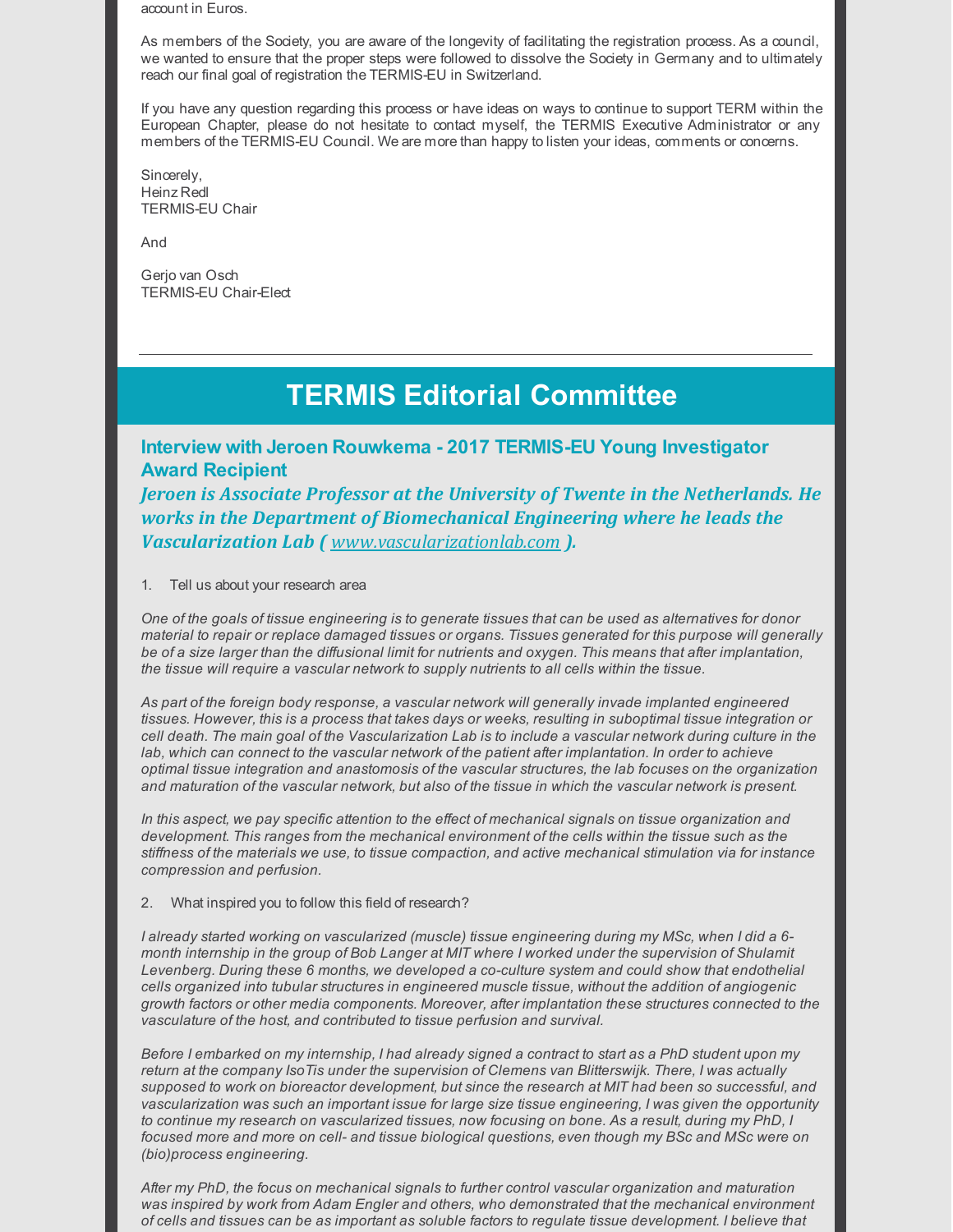account in Euros.

As members of the Society, you are aware of the longevity of facilitating the registration process. As a council, we wanted to ensure that the proper steps were followed to dissolve the Society in Germany and to ultimately reach our final goal of registration the TERMIS-EU in Switzerland.

If you have any question regarding this process or have ideas on ways to continue to support TERM within the European Chapter, please do not hesitate to contact myself, the TERMIS Executive Administrator or any members of the TERMIS-EU Council. We are more than happy to listen your ideas, comments or concerns.

Sincerely,
Heinz Redl
TERMIS-EU Chair

And

Gerjo van Osch
TERMIS-EU Chair-Elect

---

# TERMIS Editorial Committee

## Interview with Jeroen Rouwkema - 2017 TERMIS-EU Young Investigator Award Recipient

***Jeroen is Associate Professor at the University of Twente in the Netherlands. He works in the Department of Biomechanical Engineering where he leads the Vascularization Lab ( www.vascularizationlab.com ).***

1. Tell us about your research area

*One of the goals of tissue engineering is to generate tissues that can be used as alternatives for donor material to repair or replace damaged tissues or organs. Tissues generated for this purpose will generally be of a size larger than the diffusional limit for nutrients and oxygen. This means that after implantation, the tissue will require a vascular network to supply nutrients to all cells within the tissue.*

*As part of the foreign body response, a vascular network will generally invade implanted engineered tissues. However, this is a process that takes days or weeks, resulting in suboptimal tissue integration or cell death. The main goal of the Vascularization Lab is to include a vascular network during culture in the lab, which can connect to the vascular network of the patient after implantation. In order to achieve optimal tissue integration and anastomosis of the vascular structures, the lab focuses on the organization and maturation of the vascular network, but also of the tissue in which the vascular network is present.*

*In this aspect, we pay specific attention to the effect of mechanical signals on tissue organization and development. This ranges from the mechanical environment of the cells within the tissue such as the stiffness of the materials we use, to tissue compaction, and active mechanical stimulation via for instance compression and perfusion.*

2. What inspired you to follow this field of research?

*I already started working on vascularized (muscle) tissue engineering during my MSc, when I did a 6-month internship in the group of Bob Langer at MIT where I worked under the supervision of Shulamit Levenberg. During these 6 months, we developed a co-culture system and could show that endothelial cells organized into tubular structures in engineered muscle tissue, without the addition of angiogenic growth factors or other media components. Moreover, after implantation these structures connected to the vasculature of the host, and contributed to tissue perfusion and survival.*

*Before I embarked on my internship, I had already signed a contract to start as a PhD student upon my return at the company IsoTis under the supervision of Clemens van Blitterswijk. There, I was actually supposed to work on bioreactor development, but since the research at MIT had been so successful, and vascularization was such an important issue for large size tissue engineering, I was given the opportunity to continue my research on vascularized tissues, now focusing on bone. As a result, during my PhD, I focused more and more on cell- and tissue biological questions, even though my BSc and MSc were on (bio)process engineering.*

*After my PhD, the focus on mechanical signals to further control vascular organization and maturation was inspired by work from Adam Engler and others, who demonstrated that the mechanical environment of cells and tissues can be as important as soluble factors to regulate tissue development. I believe that*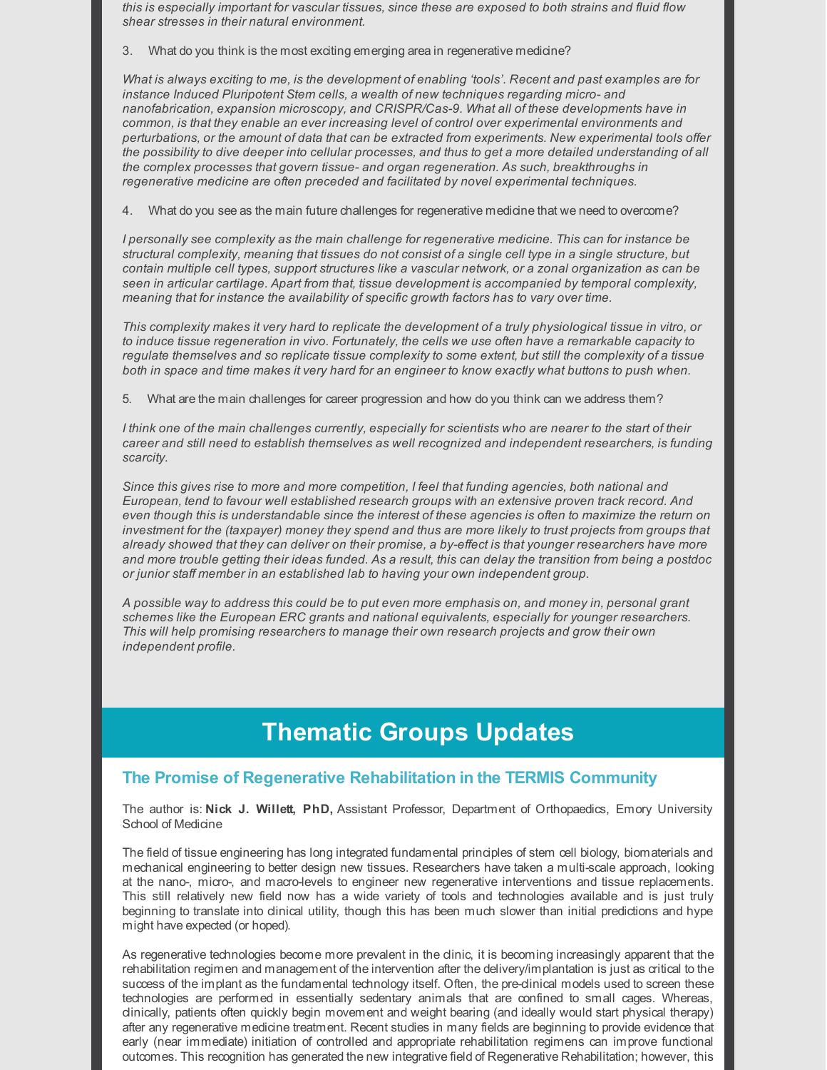*this is especially important for vascular tissues, since these are exposed to both strains and fluid flow shear stresses in their natural environment.*

3. What do you think is the most exciting emerging area in regenerative medicine?

*What is always exciting to me, is the development of enabling 'tools'. Recent and past examples are for instance Induced Pluripotent Stem cells, a wealth of new techniques regarding micro- and nanofabrication, expansion microscopy, and CRISPR/Cas-9. What all of these developments have in common, is that they enable an ever increasing level of control over experimental environments and perturbations, or the amount of data that can be extracted from experiments. New experimental tools offer the possibility to dive deeper into cellular processes, and thus to get a more detailed understanding of all the complex processes that govern tissue- and organ regeneration. As such, breakthroughs in regenerative medicine are often preceded and facilitated by novel experimental techniques.*

4. What do you see as the main future challenges for regenerative medicine that we need to overcome?

*I personally see complexity as the main challenge for regenerative medicine. This can for instance be structural complexity, meaning that tissues do not consist of a single cell type in a single structure, but contain multiple cell types, support structures like a vascular network, or a zonal organization as can be seen in articular cartilage. Apart from that, tissue development is accompanied by temporal complexity, meaning that for instance the availability of specific growth factors has to vary over time.*

*This complexity makes it very hard to replicate the development of a truly physiological tissue in vitro, or to induce tissue regeneration in vivo. Fortunately, the cells we use often have a remarkable capacity to regulate themselves and so replicate tissue complexity to some extent, but still the complexity of a tissue both in space and time makes it very hard for an engineer to know exactly what buttons to push when.*

5. What are the main challenges for career progression and how do you think can we address them?

*I think one of the main challenges currently, especially for scientists who are nearer to the start of their career and still need to establish themselves as well recognized and independent researchers, is funding scarcity.*

*Since this gives rise to more and more competition, I feel that funding agencies, both national and European, tend to favour well established research groups with an extensive proven track record. And even though this is understandable since the interest of these agencies is often to maximize the return on investment for the (taxpayer) money they spend and thus are more likely to trust projects from groups that already showed that they can deliver on their promise, a by-effect is that younger researchers have more and more trouble getting their ideas funded. As a result, this can delay the transition from being a postdoc or junior staff member in an established lab to having your own independent group.*

*A possible way to address this could be to put even more emphasis on, and money in, personal grant schemes like the European ERC grants and national equivalents, especially for younger researchers. This will help promising researchers to manage their own research projects and grow their own independent profile.*

# Thematic Groups Updates

## The Promise of Regenerative Rehabilitation in the TERMIS Community

The author is: **Nick J. Willett, PhD,** Assistant Professor, Department of Orthopaedics, Emory University School of Medicine

The field of tissue engineering has long integrated fundamental principles of stem cell biology, biomaterials and mechanical engineering to better design new tissues. Researchers have taken a multi-scale approach, looking at the nano-, micro-, and macro-levels to engineer new regenerative interventions and tissue replacements. This still relatively new field now has a wide variety of tools and technologies available and is just truly beginning to translate into clinical utility, though this has been much slower than initial predictions and hype might have expected (or hoped).

As regenerative technologies become more prevalent in the clinic, it is becoming increasingly apparent that the rehabilitation regimen and management of the intervention after the delivery/implantation is just as critical to the success of the implant as the fundamental technology itself. Often, the pre-clinical models used to screen these technologies are performed in essentially sedentary animals that are confined to small cages. Whereas, clinically, patients often quickly begin movement and weight bearing (and ideally would start physical therapy) after any regenerative medicine treatment. Recent studies in many fields are beginning to provide evidence that early (near immediate) initiation of controlled and appropriate rehabilitation regimens can improve functional outcomes. This recognition has generated the new integrative field of Regenerative Rehabilitation; however, this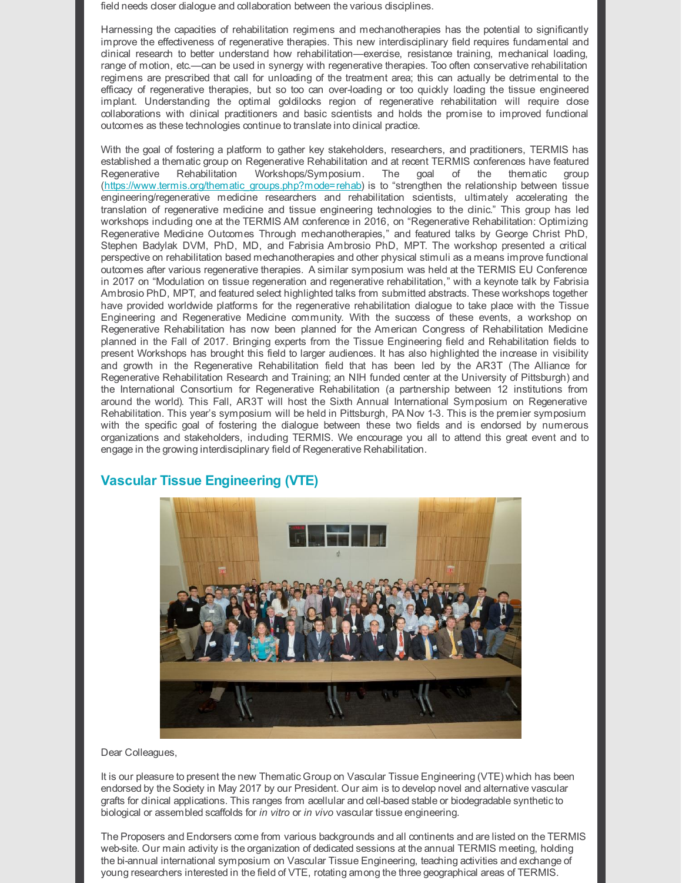field needs closer dialogue and collaboration between the various disciplines.

Harnessing the capacities of rehabilitation regimens and mechanotherapies has the potential to significantly improve the effectiveness of regenerative therapies. This new interdisciplinary field requires fundamental and clinical research to better understand how rehabilitation—exercise, resistance training, mechanical loading, range of motion, etc.—can be used in synergy with regenerative therapies. Too often conservative rehabilitation regimens are prescribed that call for unloading of the treatment area; this can actually be detrimental to the efficacy of regenerative therapies, but so too can over-loading or too quickly loading the tissue engineered implant. Understanding the optimal goldilocks region of regenerative rehabilitation will require close collaborations with clinical practitioners and basic scientists and holds the promise to improved functional outcomes as these technologies continue to translate into clinical practice.

With the goal of fostering a platform to gather key stakeholders, researchers, and practitioners, TERMIS has established a thematic group on Regenerative Rehabilitation and at recent TERMIS conferences have featured Regenerative Rehabilitation Workshops/Symposium. The goal of the thematic group (https://www.termis.org/thematic_groups.php?mode=rehab) is to "strengthen the relationship between tissue engineering/regenerative medicine researchers and rehabilitation scientists, ultimately accelerating the translation of regenerative medicine and tissue engineering technologies to the clinic." This group has led workshops including one at the TERMIS AM conference in 2016, on "Regenerative Rehabilitation: Optimizing Regenerative Medicine Outcomes Through mechanotherapies," and featured talks by George Christ PhD, Stephen Badylak DVM, PhD, MD, and Fabrisia Ambrosio PhD, MPT. The workshop presented a critical perspective on rehabilitation based mechanotherapies and other physical stimuli as a means improve functional outcomes after various regenerative therapies. A similar symposium was held at the TERMIS EU Conference in 2017 on "Modulation on tissue regeneration and regenerative rehabilitation," with a keynote talk by Fabrisia Ambrosio PhD, MPT, and featured select highlighted talks from submitted abstracts. These workshops together have provided worldwide platforms for the regenerative rehabilitation dialogue to take place with the Tissue Engineering and Regenerative Medicine community. With the success of these events, a workshop on Regenerative Rehabilitation has now been planned for the American Congress of Rehabilitation Medicine planned in the Fall of 2017. Bringing experts from the Tissue Engineering field and Rehabilitation fields to present Workshops has brought this field to larger audiences. It has also highlighted the increase in visibility and growth in the Regenerative Rehabilitation field that has been led by the AR3T (The Alliance for Regenerative Rehabilitation Research and Training; an NIH funded center at the University of Pittsburgh) and the International Consortium for Regenerative Rehabilitation (a partnership between 12 institutions from around the world). This Fall, AR3T will host the Sixth Annual International Symposium on Regenerative Rehabilitation. This year's symposium will be held in Pittsburgh, PA Nov 1-3. This is the premier symposium with the specific goal of fostering the dialogue between these two fields and is endorsed by numerous organizations and stakeholders, including TERMIS. We encourage you all to attend this great event and to engage in the growing interdisciplinary field of Regenerative Rehabilitation.

## Vascular Tissue Engineering (VTE)

Dear Colleagues,

It is our pleasure to present the new Thematic Group on Vascular Tissue Engineering (VTE) which has been endorsed by the Society in May 2017 by our President. Our aim is to develop novel and alternative vascular grafts for clinical applications. This ranges from acellular and cell-based stable or biodegradable synthetic to biological or assembled scaffolds for *in vitro* or *in vivo* vascular tissue engineering.

The Proposers and Endorsers come from various backgrounds and all continents and are listed on the TERMIS web-site. Our main activity is the organization of dedicated sessions at the annual TERMIS meeting, holding the bi-annual international symposium on Vascular Tissue Engineering, teaching activities and exchange of young researchers interested in the field of VTE, rotating among the three geographical areas of TERMIS.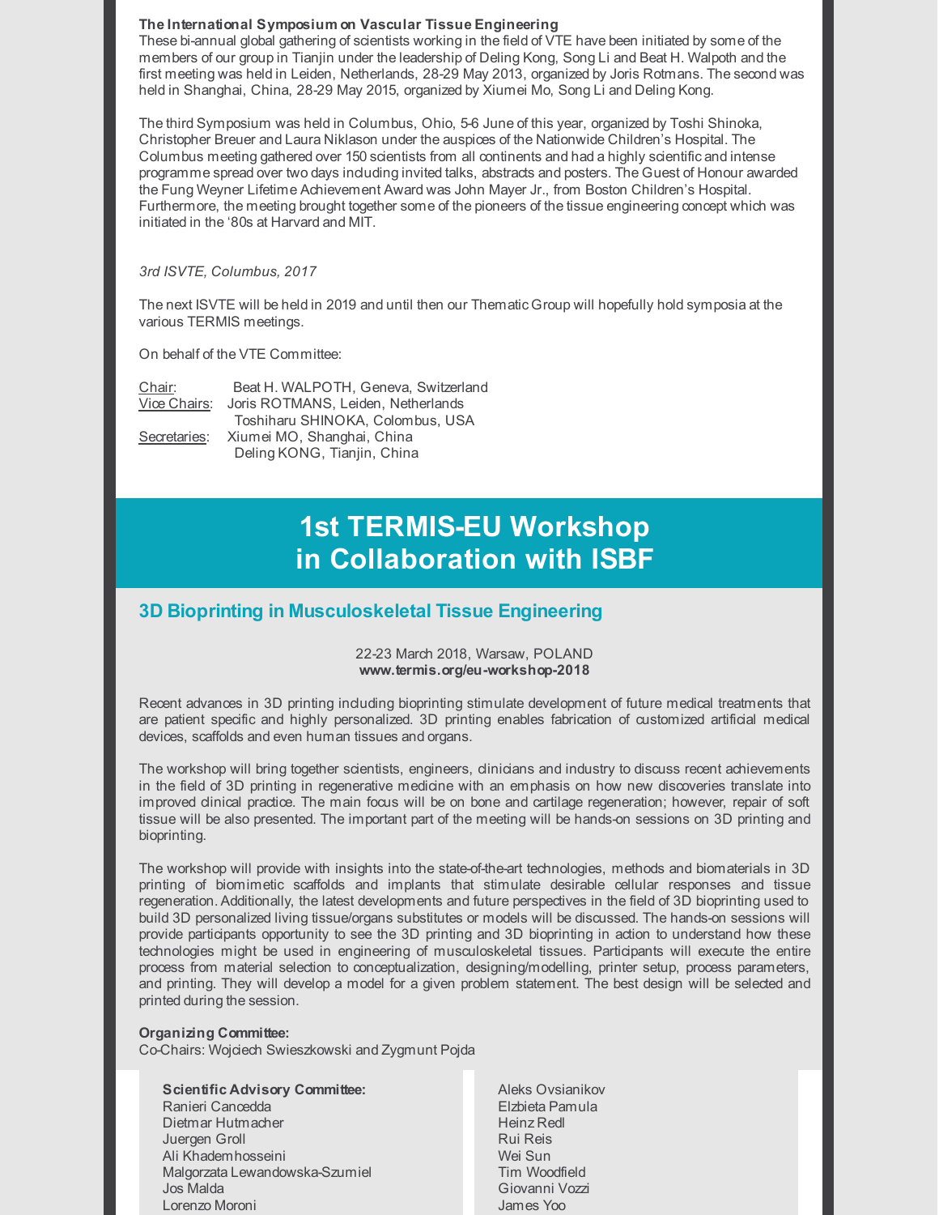**The International Symposium on Vascular Tissue Engineering**

These bi-annual global gathering of scientists working in the field of VTE have been initiated by some of the members of our group in Tianjin under the leadership of Deling Kong, Song Li and Beat H. Walpoth and the first meeting was held in Leiden, Netherlands, 28-29 May 2013, organized by Joris Rotmans. The second was held in Shanghai, China, 28-29 May 2015, organized by Xiumei Mo, Song Li and Deling Kong.

The third Symposium was held in Columbus, Ohio, 5-6 June of this year, organized by Toshi Shinoka, Christopher Breuer and Laura Niklason under the auspices of the Nationwide Children's Hospital. The Columbus meeting gathered over 150 scientists from all continents and had a highly scientific and intense programme spread over two days including invited talks, abstracts and posters. The Guest of Honour awarded the Fung Weyner Lifetime Achievement Award was John Mayer Jr., from Boston Children's Hospital. Furthermore, the meeting brought together some of the pioneers of the tissue engineering concept which was initiated in the '80s at Harvard and MIT.

*3rd ISVTE, Columbus, 2017*

The next ISVTE will be held in 2019 and until then our Thematic Group will hopefully hold symposia at the various TERMIS meetings.

On behalf of the VTE Committee:

Chair: Beat H. WALPOTH, Geneva, Switzerland
Vice Chairs: Joris ROTMANS, Leiden, Netherlands
Toshiharu SHINOKA, Colombus, USA
Secretaries: Xiumei MO, Shanghai, China
Deling KONG, Tianjin, China

# 1st TERMIS-EU Workshop in Collaboration with ISBF

## 3D Bioprinting in Musculoskeletal Tissue Engineering

22-23 March 2018, Warsaw, POLAND
**www.termis.org/eu-workshop-2018**

Recent advances in 3D printing including bioprinting stimulate development of future medical treatments that are patient specific and highly personalized. 3D printing enables fabrication of customized artificial medical devices, scaffolds and even human tissues and organs.

The workshop will bring together scientists, engineers, clinicians and industry to discuss recent achievements in the field of 3D printing in regenerative medicine with an emphasis on how new discoveries translate into improved clinical practice. The main focus will be on bone and cartilage regeneration; however, repair of soft tissue will be also presented. The important part of the meeting will be hands-on sessions on 3D printing and bioprinting.

The workshop will provide with insights into the state-of-the-art technologies, methods and biomaterials in 3D printing of biomimetic scaffolds and implants that stimulate desirable cellular responses and tissue regeneration. Additionally, the latest developments and future perspectives in the field of 3D bioprinting used to build 3D personalized living tissue/organs substitutes or models will be discussed. The hands-on sessions will provide participants opportunity to see the 3D printing and 3D bioprinting in action to understand how these technologies might be used in engineering of musculoskeletal tissues. Participants will execute the entire process from material selection to conceptualization, designing/modelling, printer setup, process parameters, and printing. They will develop a model for a given problem statement. The best design will be selected and printed during the session.

**Organizing Committee:**
Co-Chairs: Wojciech Swieszkowski and Zygmunt Pojda

**Scientific Advisory Committee:**
Ranieri Cancedda
Dietmar Hutmacher
Juergen Groll
Ali Khademhosseini
Malgorzata Lewandowska-Szumiel
Jos Malda
Lorenzo Moroni
Aleks Ovsianikov
Elzbieta Pamula
Heinz Redl
Rui Reis
Wei Sun
Tim Woodfield
Giovanni Vozzi
James Yoo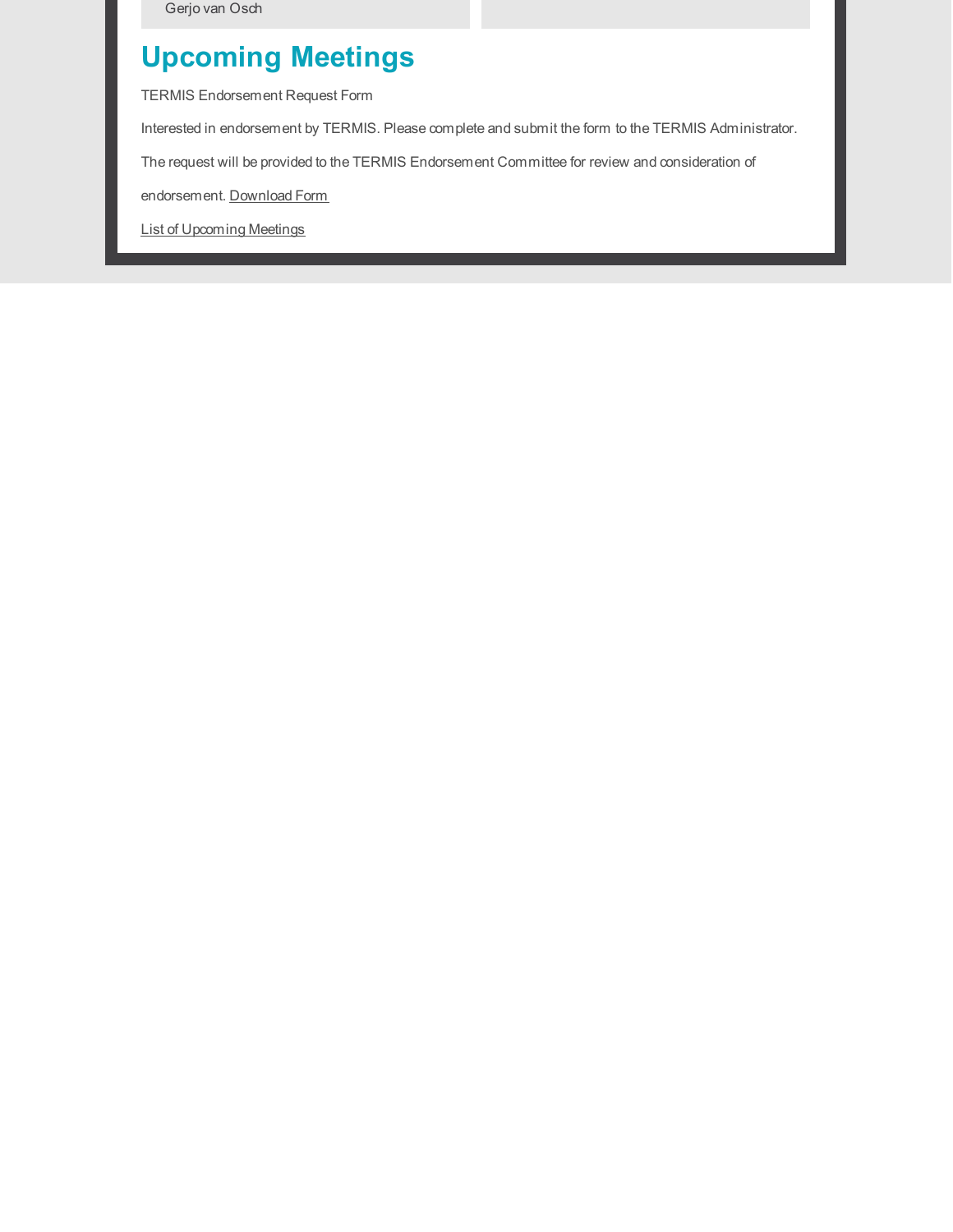Gerjo van Osch

## Upcoming Meetings

TERMIS Endorsement Request Form

Interested in endorsement by TERMIS. Please complete and submit the form to the TERMIS Administrator. The request will be provided to the TERMIS Endorsement Committee for review and consideration of endorsement. Download Form

List of Upcoming Meetings